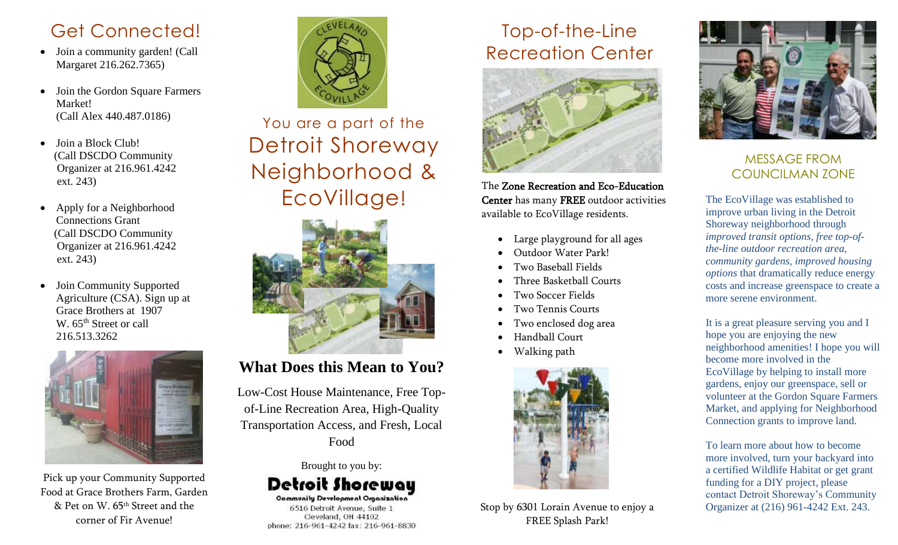## Get Connected!

- Join a community garden! (Call Margaret 216.262.7365)
- Join the Gordon Square Farmers Market! (Call Alex 440.487.0186)
- Join a Block Club! (Call DSCDO Community Organizer at 216.961.4242 ext. 243)
- Apply for a Neighborhood Connections Grant (Call DSCDO Community Organizer at 216.961.4242 ext. 243)
- Join Community Supported Agriculture (CSA). Sign up at Grace Brothers at 1907 W. 65th Street or call 216.513.3262

Pick up your Community Supported Food at Grace Brothers Farm, Garden & Pet on W. 65th Street and the corner of Fir Avenue!

CLEVELAND ECOVILLAGE

You are a part of the

# Detroit Shoreway Neighborhood & EcoVillage!

### What Does this Mean to You?

Low-Cost House Maintenance, Free Top-of-Line Recreation Area, High-Quality Transportation Access, and Fresh, Local Food

Brought to you by:

**Detroit Shoreway**
Community Development Organization
6516 Detroit Avenue, Suite 1
Cleveland, OH 44102
phone: 216-961-4242 fax: 216-961-8830

## Top-of-the-Line Recreation Center

The **Zone Recreation and Eco-Education Center** has many **FREE** outdoor activities available to EcoVillage residents.

- Large playground for all ages
- Outdoor Water Park!
- Two Baseball Fields
- Three Basketball Courts
- Two Soccer Fields
- Two Tennis Courts
- Two enclosed dog area
- Handball Court
- Walking path

Stop by 6301 Lorain Avenue to enjoy a FREE Splash Park!

## MESSAGE FROM COUNCILMAN ZONE

The EcoVillage was established to improve urban living in the Detroit Shoreway neighborhood through *improved transit options, free top-of-the-line outdoor recreation area, community gardens, improved housing options* that dramatically reduce energy costs and increase greenspace to create a more serene environment.

It is a great pleasure serving you and I hope you are enjoying the new neighborhood amenities! I hope you will become more involved in the EcoVillage by helping to install more gardens, enjoy our greenspace, sell or volunteer at the Gordon Square Farmers Market, and applying for Neighborhood Connection grants to improve land.

To learn more about how to become more involved, turn your backyard into a certified Wildlife Habitat or get grant funding for a DIY project, please contact Detroit Shoreway's Community Organizer at (216) 961-4242 Ext. 243.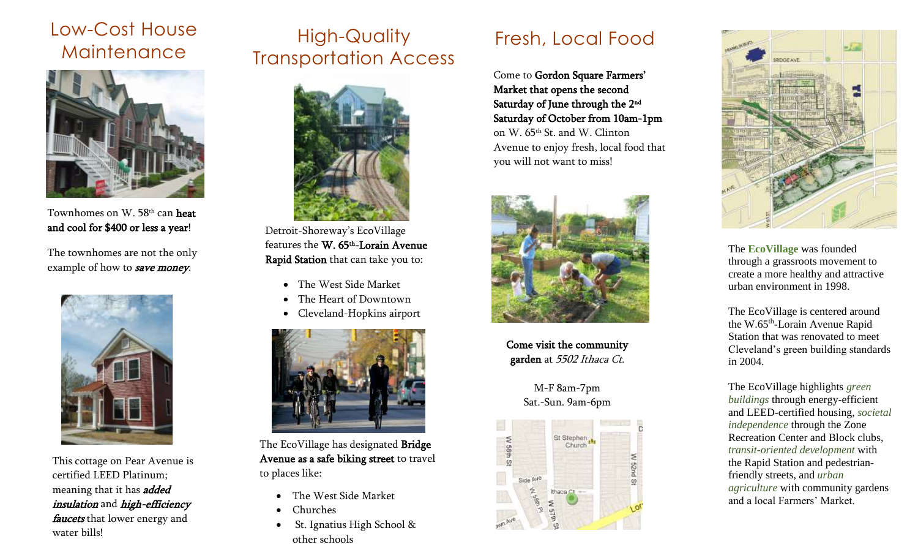## Low-Cost House Maintenance

Townhomes on W. 58th can **heat and cool for $400 or less a year**!

The townhomes are not the only example of how to ***save money***.

This cottage on Pear Avenue is certified LEED Platinum; meaning that it has ***added insulation*** and ***high-efficiency faucets*** that lower energy and water bills!

## High-Quality Transportation Access

Detroit-Shoreway's EcoVillage features the **W. 65th-Lorain Avenue Rapid Station** that can take you to:

- The West Side Market
- The Heart of Downtown
- Cleveland-Hopkins airport

The EcoVillage has designated **Bridge Avenue as a safe biking street** to travel to places like:

- The West Side Market
- Churches
- St. Ignatius High School & other schools

## Fresh, Local Food

Come to **Gordon Square Farmers' Market that opens the second Saturday of June through the 2nd Saturday of October from 10am-1pm** on W. 65th St. and W. Clinton Avenue to enjoy fresh, local food that you will not want to miss!

**Come visit the community garden** at *5502 Ithaca Ct.*

M-F 8am-7pm
Sat.-Sun. 9am-6pm

W 58th St
St Stephen Church
W 52nd St
Side Ave
W 58th Pl
W 57th St
Ithaca Ct
Lor

The **EcoVillage** was founded through a grassroots movement to create a more healthy and attractive urban environment in 1998.

The EcoVillage is centered around the W.65th-Lorain Avenue Rapid Station that was renovated to meet Cleveland's green building standards in 2004.

The EcoVillage highlights *green buildings* through energy-efficient and LEED-certified housing, *societal independence* through the Zone Recreation Center and Block clubs, *transit-oriented development* with the Rapid Station and pedestrian-friendly streets, and *urban agriculture* with community gardens and a local Farmers' Market.